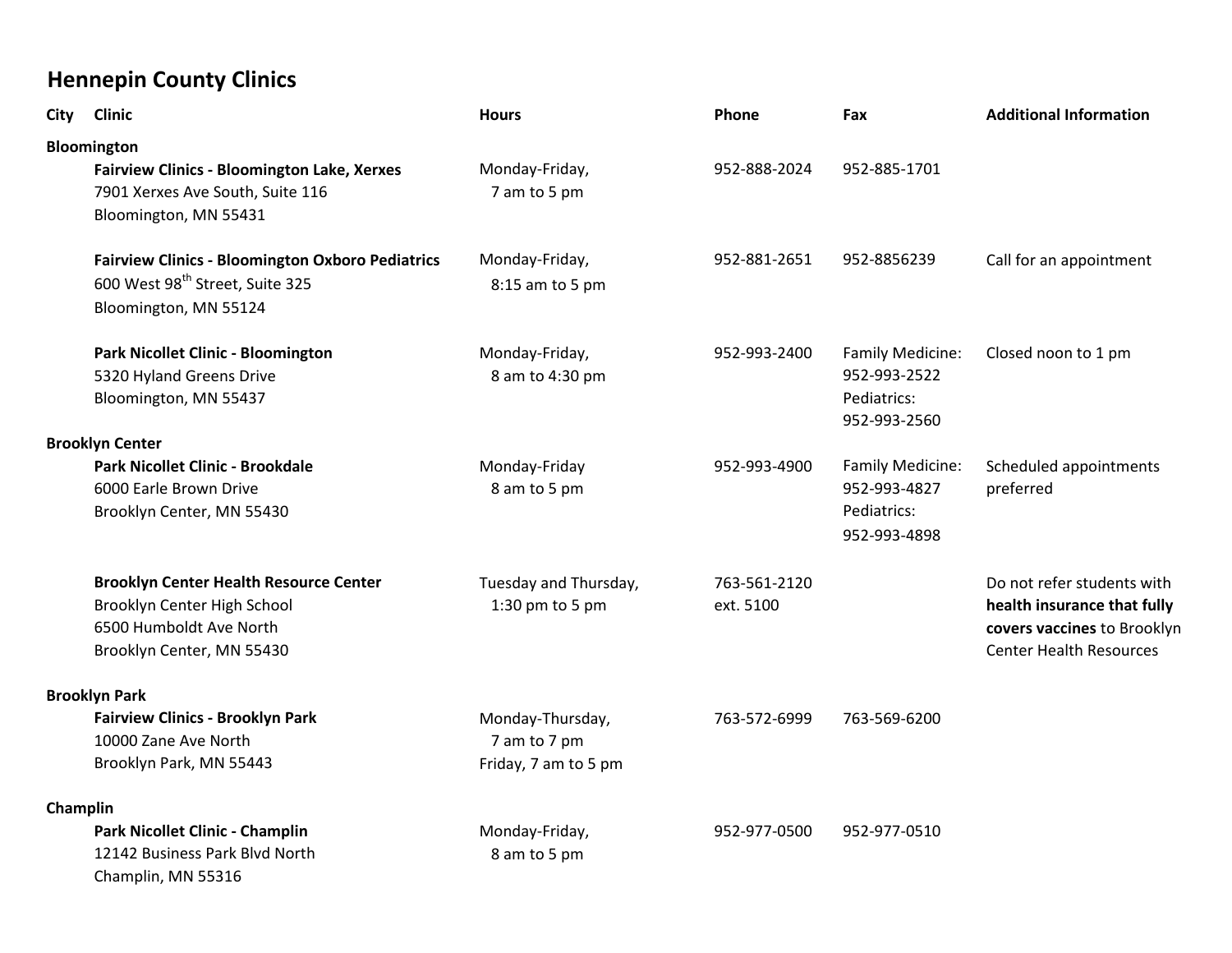# Hennepin County Clinics

| City | Clinic | Hours | Phone | Fax | Additional Information |
|---|---|---|---|---|---|
| **Bloomington** | | | | | |
| | **Fairview Clinics - Bloomington Lake, Xerxes**<br>7901 Xerxes Ave South, Suite 116<br>Bloomington, MN 55431 | Monday-Friday,<br>7 am to 5 pm | 952-888-2024 | 952-885-1701 | |
| | **Fairview Clinics - Bloomington Oxboro Pediatrics**<br>600 West 98th Street, Suite 325<br>Bloomington, MN 55124 | Monday-Friday,<br>8:15 am to 5 pm | 952-881-2651 | 952-8856239 | Call for an appointment |
| | **Park Nicollet Clinic - Bloomington**<br>5320 Hyland Greens Drive<br>Bloomington, MN 55437 | Monday-Friday,<br>8 am to 4:30 pm | 952-993-2400 | Family Medicine:<br>952-993-2522<br>Pediatrics:<br>952-993-2560 | Closed noon to 1 pm |
| **Brooklyn Center** | | | | | |
| | **Park Nicollet Clinic - Brookdale**<br>6000 Earle Brown Drive<br>Brooklyn Center, MN 55430 | Monday-Friday<br>8 am to 5 pm | 952-993-4900 | Family Medicine:<br>952-993-4827<br>Pediatrics:<br>952-993-4898 | Scheduled appointments preferred |
| | **Brooklyn Center Health Resource Center**<br>Brooklyn Center High School<br>6500 Humboldt Ave North<br>Brooklyn Center, MN 55430 | Tuesday and Thursday,<br>1:30 pm to 5 pm | 763-561-2120<br>ext. 5100 | | Do not refer students with **health insurance that fully covers vaccines** to Brooklyn Center Health Resources |
| **Brooklyn Park** | | | | | |
| | **Fairview Clinics - Brooklyn Park**<br>10000 Zane Ave North<br>Brooklyn Park, MN 55443 | Monday-Thursday,<br>7 am to 7 pm<br>Friday, 7 am to 5 pm | 763-572-6999 | 763-569-6200 | |
| **Champlin** | | | | | |
| | **Park Nicollet Clinic - Champlin**<br>12142 Business Park Blvd North<br>Champlin, MN 55316 | Monday-Friday,<br>8 am to 5 pm | 952-977-0500 | 952-977-0510 | |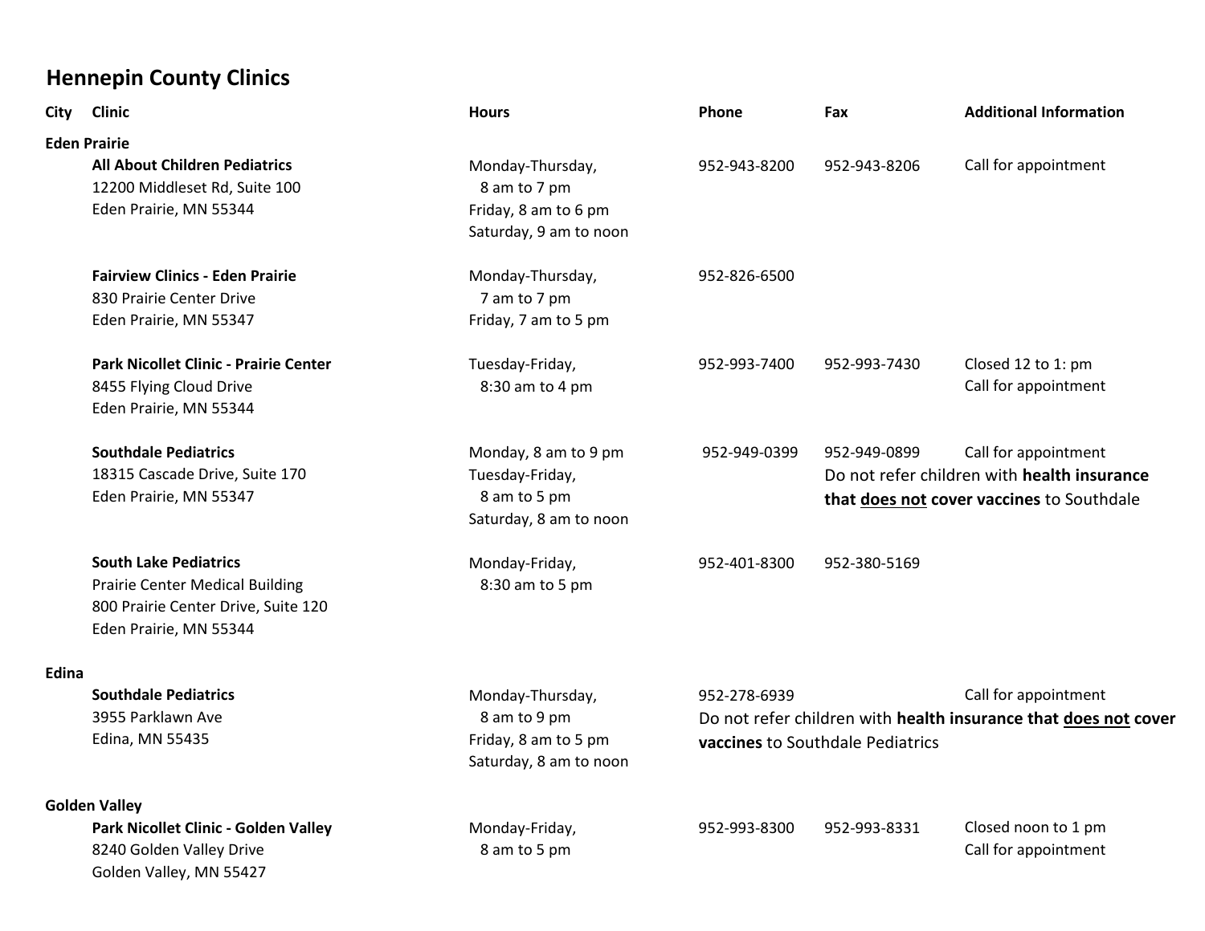## Hennepin County Clinics

| City | Clinic | Hours | Phone | Fax | Additional Information |
|---|---|---|---|---|---|
| **Eden Prairie** | | | | | |
| | **All About Children Pediatrics**<br>12200 Middleset Rd, Suite 100<br>Eden Prairie, MN 55344 | Monday-Thursday,<br>8 am to 7 pm<br>Friday, 8 am to 6 pm<br>Saturday, 9 am to noon | 952-943-8200 | 952-943-8206 | Call for appointment |
| | **Fairview Clinics - Eden Prairie**<br>830 Prairie Center Drive<br>Eden Prairie, MN 55347 | Monday-Thursday,<br>7 am to 7 pm<br>Friday, 7 am to 5 pm | 952-826-6500 | | |
| | **Park Nicollet Clinic - Prairie Center**<br>8455 Flying Cloud Drive<br>Eden Prairie, MN 55344 | Tuesday-Friday,<br>8:30 am to 4 pm | 952-993-7400 | 952-993-7430 | Closed 12 to 1: pm<br>Call for appointment |
| | **Southdale Pediatrics**<br>18315 Cascade Drive, Suite 170<br>Eden Prairie, MN 55347 | Monday, 8 am to 9 pm<br>Tuesday-Friday,<br>8 am to 5 pm<br>Saturday, 8 am to noon | 952-949-0399 | 952-949-0899 | Call for appointment<br>Do not refer children with **health insurance that <u>does not</u> cover vaccines** to Southdale |
| | **South Lake Pediatrics**<br>Prairie Center Medical Building<br>800 Prairie Center Drive, Suite 120<br>Eden Prairie, MN 55344 | Monday-Friday,<br>8:30 am to 5 pm | 952-401-8300 | 952-380-5169 | |
| **Edina** | | | | | |
| | **Southdale Pediatrics**<br>3955 Parklawn Ave<br>Edina, MN 55435 | Monday-Thursday,<br>8 am to 9 pm<br>Friday, 8 am to 5 pm<br>Saturday, 8 am to noon | 952-278-6939 | | Call for appointment<br>Do not refer children with **health insurance that <u>does not</u> cover vaccines** to Southdale Pediatrics |
| **Golden Valley** | | | | | |
| | **Park Nicollet Clinic - Golden Valley**<br>8240 Golden Valley Drive<br>Golden Valley, MN 55427 | Monday-Friday,<br>8 am to 5 pm | 952-993-8300 | 952-993-8331 | Closed noon to 1 pm<br>Call for appointment |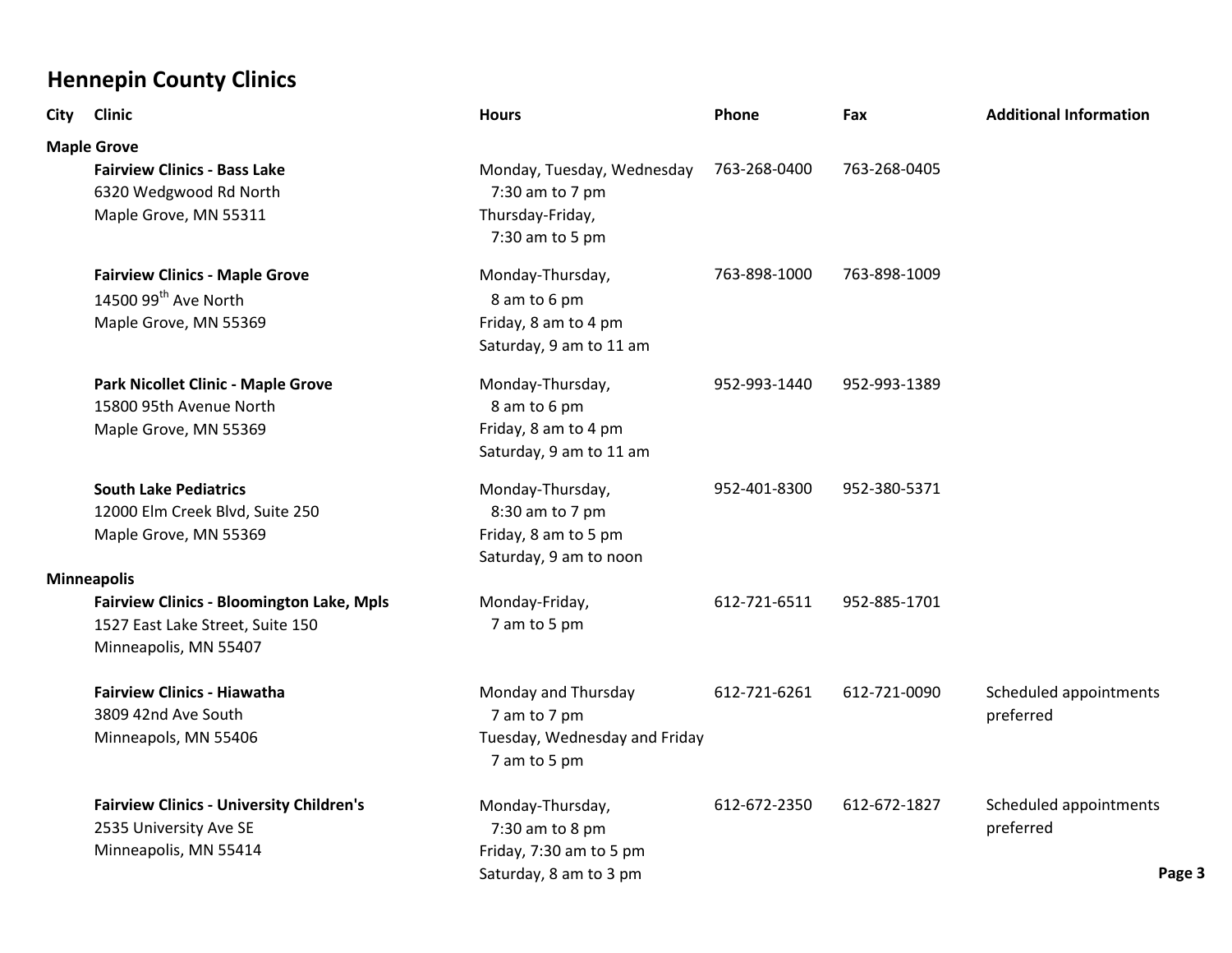# Hennepin County Clinics

| City | Clinic | Hours | Phone | Fax | Additional Information |
|---|---|---|---|---|---|
| **Maple Grove** | | | | | |
| | **Fairview Clinics - Bass Lake**<br>6320 Wedgwood Rd North<br>Maple Grove, MN 55311 | Monday, Tuesday, Wednesday<br>7:30 am to 7 pm<br>Thursday-Friday,<br>7:30 am to 5 pm | 763-268-0400 | 763-268-0405 | |
| | **Fairview Clinics - Maple Grove**<br>14500 99th Ave North<br>Maple Grove, MN 55369 | Monday-Thursday,<br>8 am to 6 pm<br>Friday, 8 am to 4 pm<br>Saturday, 9 am to 11 am | 763-898-1000 | 763-898-1009 | |
| | **Park Nicollet Clinic - Maple Grove**<br>15800 95th Avenue North<br>Maple Grove, MN 55369 | Monday-Thursday,<br>8 am to 6 pm<br>Friday, 8 am to 4 pm<br>Saturday, 9 am to 11 am | 952-993-1440 | 952-993-1389 | |
| | **South Lake Pediatrics**<br>12000 Elm Creek Blvd, Suite 250<br>Maple Grove, MN 55369 | Monday-Thursday,<br>8:30 am to 7 pm<br>Friday, 8 am to 5 pm<br>Saturday, 9 am to noon | 952-401-8300 | 952-380-5371 | |
| **Minneapolis** | | | | | |
| | **Fairview Clinics - Bloomington Lake, Mpls**<br>1527 East Lake Street, Suite 150<br>Minneapolis, MN 55407 | Monday-Friday,<br>7 am to 5 pm | 612-721-6511 | 952-885-1701 | |
| | **Fairview Clinics - Hiawatha**<br>3809 42nd Ave South<br>Minneapols, MN 55406 | Monday and Thursday<br>7 am to 7 pm<br>Tuesday, Wednesday and Friday<br>7 am to 5 pm | 612-721-6261 | 612-721-0090 | Scheduled appointments preferred |
| | **Fairview Clinics - University Children's**<br>2535 University Ave SE<br>Minneapolis, MN 55414 | Monday-Thursday,<br>7:30 am to 8 pm<br>Friday, 7:30 am to 5 pm<br>Saturday, 8 am to 3 pm | 612-672-2350 | 612-672-1827 | Scheduled appointments preferred |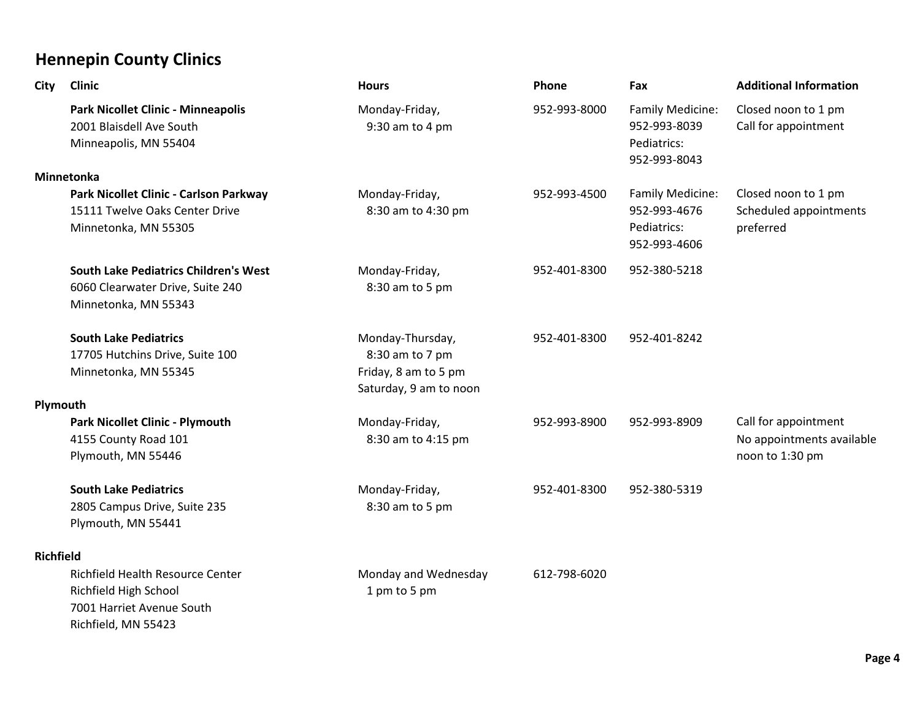## Hennepin County Clinics

| City | Clinic | Hours | Phone | Fax | Additional Information |
|---|---|---|---|---|---|
| | **Park Nicollet Clinic - Minneapolis**<br>2001 Blaisdell Ave South<br>Minneapolis, MN 55404 | Monday-Friday,<br>9:30 am to 4 pm | 952-993-8000 | Family Medicine:<br>952-993-8039<br>Pediatrics:<br>952-993-8043 | Closed noon to 1 pm<br>Call for appointment |
| **Minnetonka** | | | | | |
| | **Park Nicollet Clinic - Carlson Parkway**<br>15111 Twelve Oaks Center Drive<br>Minnetonka, MN 55305 | Monday-Friday,<br>8:30 am to 4:30 pm | 952-993-4500 | Family Medicine:<br>952-993-4676<br>Pediatrics:<br>952-993-4606 | Closed noon to 1 pm<br>Scheduled appointments preferred |
| | **South Lake Pediatrics Children's West**<br>6060 Clearwater Drive, Suite 240<br>Minnetonka, MN 55343 | Monday-Friday,<br>8:30 am to 5 pm | 952-401-8300 | 952-380-5218 | |
| | **South Lake Pediatrics**<br>17705 Hutchins Drive, Suite 100<br>Minnetonka, MN 55345 | Monday-Thursday,<br>8:30 am to 7 pm<br>Friday, 8 am to 5 pm<br>Saturday, 9 am to noon | 952-401-8300 | 952-401-8242 | |
| **Plymouth** | | | | | |
| | **Park Nicollet Clinic - Plymouth**<br>4155 County Road 101<br>Plymouth, MN 55446 | Monday-Friday,<br>8:30 am to 4:15 pm | 952-993-8900 | 952-993-8909 | Call for appointment<br>No appointments available noon to 1:30 pm |
| | **South Lake Pediatrics**<br>2805 Campus Drive, Suite 235<br>Plymouth, MN 55441 | Monday-Friday,<br>8:30 am to 5 pm | 952-401-8300 | 952-380-5319 | |
| **Richfield** | | | | | |
| | Richfield Health Resource Center<br>Richfield High School<br>7001 Harriet Avenue South<br>Richfield, MN 55423 | Monday and Wednesday<br>1 pm to 5 pm | 612-798-6020 | | |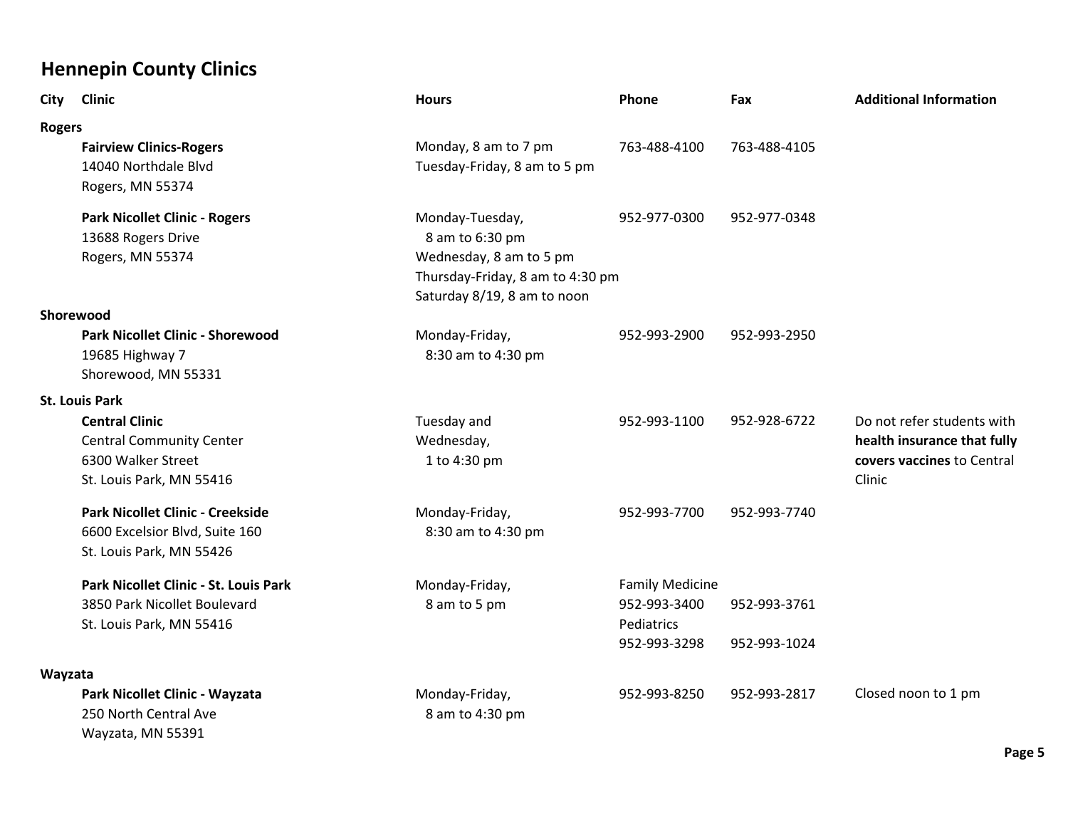## Hennepin County Clinics

| City | Clinic | Hours | Phone | Fax | Additional Information |
|---|---|---|---|---|---|
| **Rogers** | | | | | |
| | **Fairview Clinics-Rogers**<br>14040 Northdale Blvd<br>Rogers, MN 55374 | Monday, 8 am to 7 pm<br>Tuesday-Friday, 8 am to 5 pm | 763-488-4100 | 763-488-4105 | |
| | **Park Nicollet Clinic - Rogers**<br>13688 Rogers Drive<br>Rogers, MN 55374 | Monday-Tuesday,<br>8 am to 6:30 pm<br>Wednesday, 8 am to 5 pm<br>Thursday-Friday, 8 am to 4:30 pm<br>Saturday 8/19, 8 am to noon | 952-977-0300 | 952-977-0348 | |
| **Shorewood** | | | | | |
| | **Park Nicollet Clinic - Shorewood**<br>19685 Highway 7<br>Shorewood, MN 55331 | Monday-Friday,<br>8:30 am to 4:30 pm | 952-993-2900 | 952-993-2950 | |
| **St. Louis Park** | | | | | |
| | **Central Clinic**<br>Central Community Center<br>6300 Walker Street<br>St. Louis Park, MN 55416 | Tuesday and Wednesday,<br>1 to 4:30 pm | 952-993-1100 | 952-928-6722 | Do not refer students with **health insurance that fully covers vaccines** to Central Clinic |
| | **Park Nicollet Clinic - Creekside**<br>6600 Excelsior Blvd, Suite 160<br>St. Louis Park, MN 55426 | Monday-Friday,<br>8:30 am to 4:30 pm | 952-993-7700 | 952-993-7740 | |
| | **Park Nicollet Clinic - St. Louis Park**<br>3850 Park Nicollet Boulevard<br>St. Louis Park, MN 55416 | Monday-Friday,<br>8 am to 5 pm | Family Medicine<br>952-993-3400<br>Pediatrics<br>952-993-3298 | <br>952-993-3761<br><br>952-993-1024 | |
| **Wayzata** | | | | | |
| | **Park Nicollet Clinic - Wayzata**<br>250 North Central Ave<br>Wayzata, MN 55391 | Monday-Friday,<br>8 am to 4:30 pm | 952-993-8250 | 952-993-2817 | Closed noon to 1 pm |